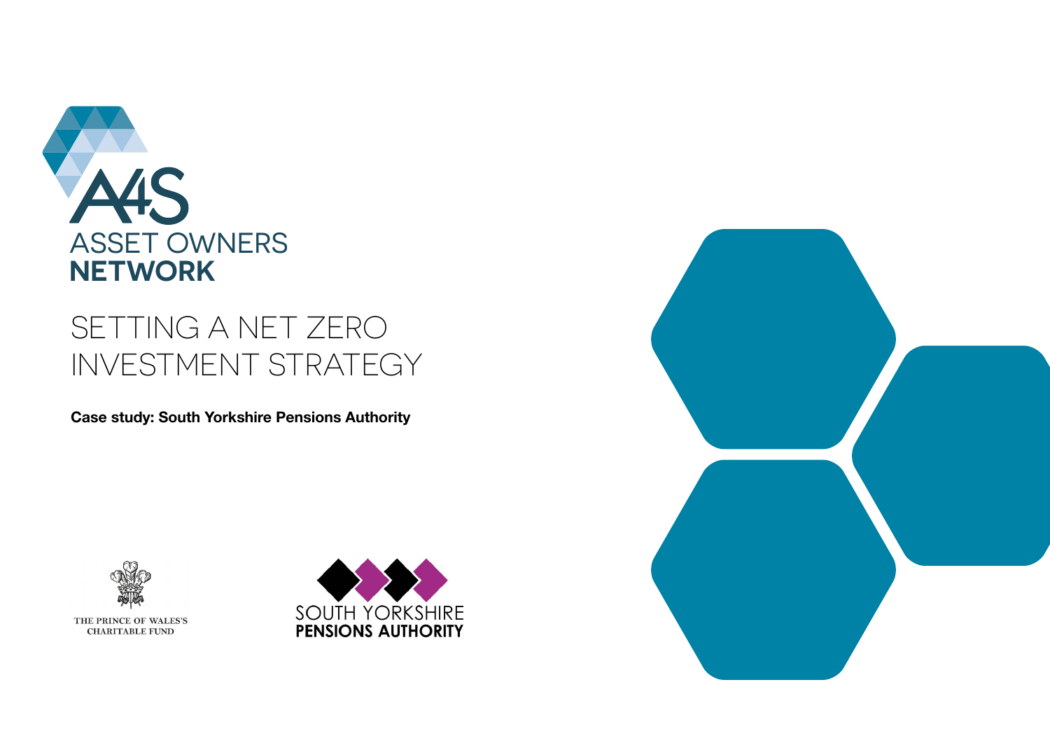A4S

ASSET OWNERS
**NETWORK**

# SETTING A NET ZERO INVESTMENT STRATEGY

**Case study: South Yorkshire Pensions Authority**

THE PRINCE OF WALES'S CHARITABLE FUND

SOUTH YORKSHIRE
**PENSIONS AUTHORITY**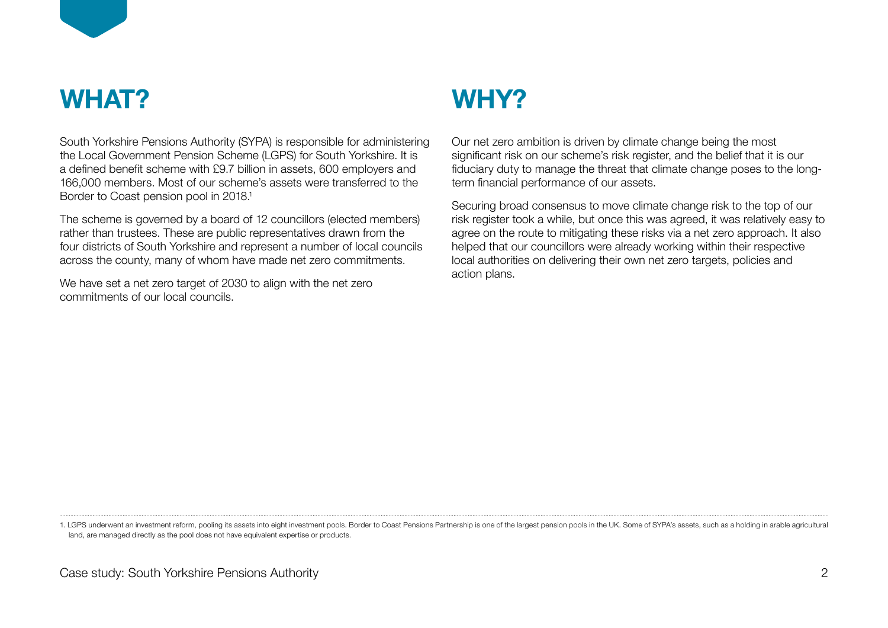## WHAT?

South Yorkshire Pensions Authority (SYPA) is responsible for administering the Local Government Pension Scheme (LGPS) for South Yorkshire. It is a defined benefit scheme with £9.7 billion in assets, 600 employers and 166,000 members. Most of our scheme's assets were transferred to the Border to Coast pension pool in 2018.[1]

The scheme is governed by a board of 12 councillors (elected members) rather than trustees. These are public representatives drawn from the four districts of South Yorkshire and represent a number of local councils across the county, many of whom have made net zero commitments.

We have set a net zero target of 2030 to align with the net zero commitments of our local councils.

## WHY?

Our net zero ambition is driven by climate change being the most significant risk on our scheme's risk register, and the belief that it is our fiduciary duty to manage the threat that climate change poses to the long-term financial performance of our assets.

Securing broad consensus to move climate change risk to the top of our risk register took a while, but once this was agreed, it was relatively easy to agree on the route to mitigating these risks via a net zero approach. It also helped that our councillors were already working within their respective local authorities on delivering their own net zero targets, policies and action plans.

---

1. LGPS underwent an investment reform, pooling its assets into eight investment pools. Border to Coast Pensions Partnership is one of the largest pension pools in the UK. Some of SYPA's assets, such as a holding in arable agricultural land, are managed directly as the pool does not have equivalent expertise or products.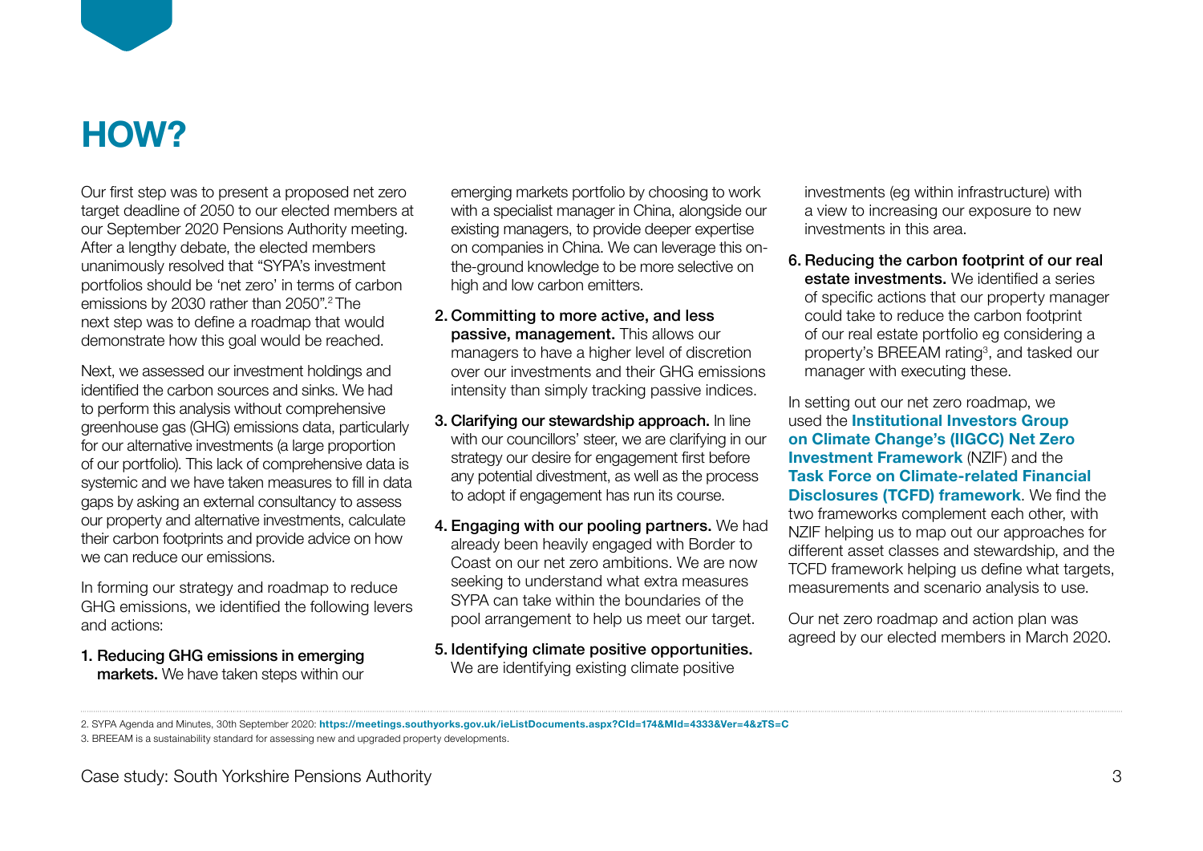# HOW?

Our first step was to present a proposed net zero target deadline of 2050 to our elected members at our September 2020 Pensions Authority meeting. After a lengthy debate, the elected members unanimously resolved that "SYPA's investment portfolios should be 'net zero' in terms of carbon emissions by 2030 rather than 2050".[2] The next step was to define a roadmap that would demonstrate how this goal would be reached.

Next, we assessed our investment holdings and identified the carbon sources and sinks. We had to perform this analysis without comprehensive greenhouse gas (GHG) emissions data, particularly for our alternative investments (a large proportion of our portfolio). This lack of comprehensive data is systemic and we have taken measures to fill in data gaps by asking an external consultancy to assess our property and alternative investments, calculate their carbon footprints and provide advice on how we can reduce our emissions.

In forming our strategy and roadmap to reduce GHG emissions, we identified the following levers and actions:

1. **Reducing GHG emissions in emerging markets.** We have taken steps within our emerging markets portfolio by choosing to work with a specialist manager in China, alongside our existing managers, to provide deeper expertise on companies in China. We can leverage this on-the-ground knowledge to be more selective on high and low carbon emitters.
2. **Committing to more active, and less passive, management.** This allows our managers to have a higher level of discretion over our investments and their GHG emissions intensity than simply tracking passive indices.
3. **Clarifying our stewardship approach.** In line with our councillors' steer, we are clarifying in our strategy our desire for engagement first before any potential divestment, as well as the process to adopt if engagement has run its course.
4. **Engaging with our pooling partners.** We had already been heavily engaged with Border to Coast on our net zero ambitions. We are now seeking to understand what extra measures SYPA can take within the boundaries of the pool arrangement to help us meet our target.
5. **Identifying climate positive opportunities.** We are identifying existing climate positive investments (eg within infrastructure) with a view to increasing our exposure to new investments in this area.
6. **Reducing the carbon footprint of our real estate investments.** We identified a series of specific actions that our property manager could take to reduce the carbon footprint of our real estate portfolio eg considering a property's BREEAM rating[3], and tasked our manager with executing these.

In setting out our net zero roadmap, we used the **Institutional Investors Group on Climate Change's (IIGCC) Net Zero Investment Framework** (NZIF) and the **Task Force on Climate-related Financial Disclosures (TCFD) framework**. We find the two frameworks complement each other, with NZIF helping us to map out our approaches for different asset classes and stewardship, and the TCFD framework helping us define what targets, measurements and scenario analysis to use.

Our net zero roadmap and action plan was agreed by our elected members in March 2020.

2. SYPA Agenda and Minutes, 30th September 2020: **https://meetings.southyorks.gov.uk/ieListDocuments.aspx?CId=174&MId=4333&Ver=4&zTS=C**

3. BREEAM is a sustainability standard for assessing new and upgraded property developments.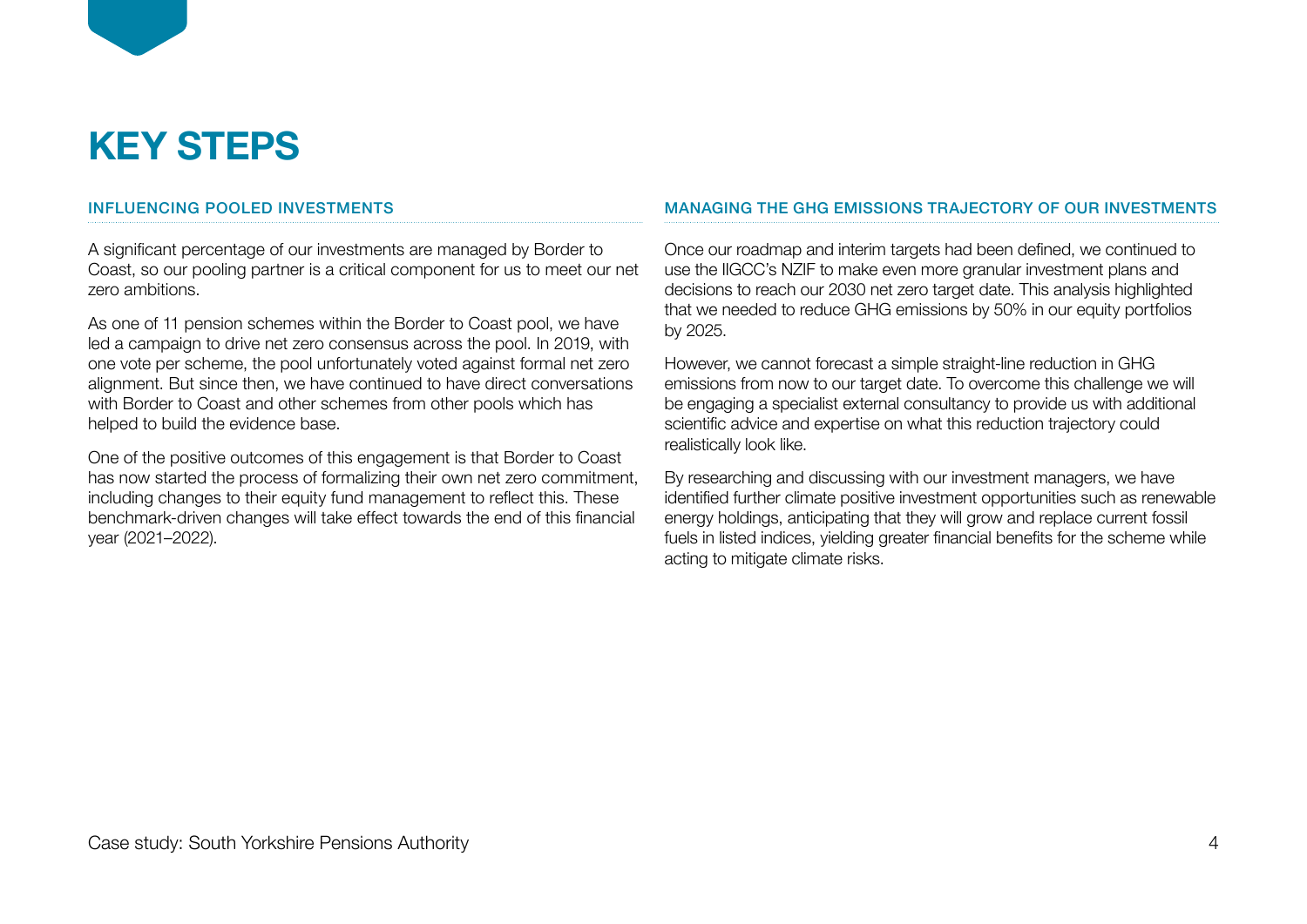# KEY STEPS

## INFLUENCING POOLED INVESTMENTS

A significant percentage of our investments are managed by Border to Coast, so our pooling partner is a critical component for us to meet our net zero ambitions.

As one of 11 pension schemes within the Border to Coast pool, we have led a campaign to drive net zero consensus across the pool. In 2019, with one vote per scheme, the pool unfortunately voted against formal net zero alignment. But since then, we have continued to have direct conversations with Border to Coast and other schemes from other pools which has helped to build the evidence base.

One of the positive outcomes of this engagement is that Border to Coast has now started the process of formalizing their own net zero commitment, including changes to their equity fund management to reflect this. These benchmark-driven changes will take effect towards the end of this financial year (2021–2022).

## MANAGING THE GHG EMISSIONS TRAJECTORY OF OUR INVESTMENTS

Once our roadmap and interim targets had been defined, we continued to use the IIGCC's NZIF to make even more granular investment plans and decisions to reach our 2030 net zero target date. This analysis highlighted that we needed to reduce GHG emissions by 50% in our equity portfolios by 2025.

However, we cannot forecast a simple straight-line reduction in GHG emissions from now to our target date. To overcome this challenge we will be engaging a specialist external consultancy to provide us with additional scientific advice and expertise on what this reduction trajectory could realistically look like.

By researching and discussing with our investment managers, we have identified further climate positive investment opportunities such as renewable energy holdings, anticipating that they will grow and replace current fossil fuels in listed indices, yielding greater financial benefits for the scheme while acting to mitigate climate risks.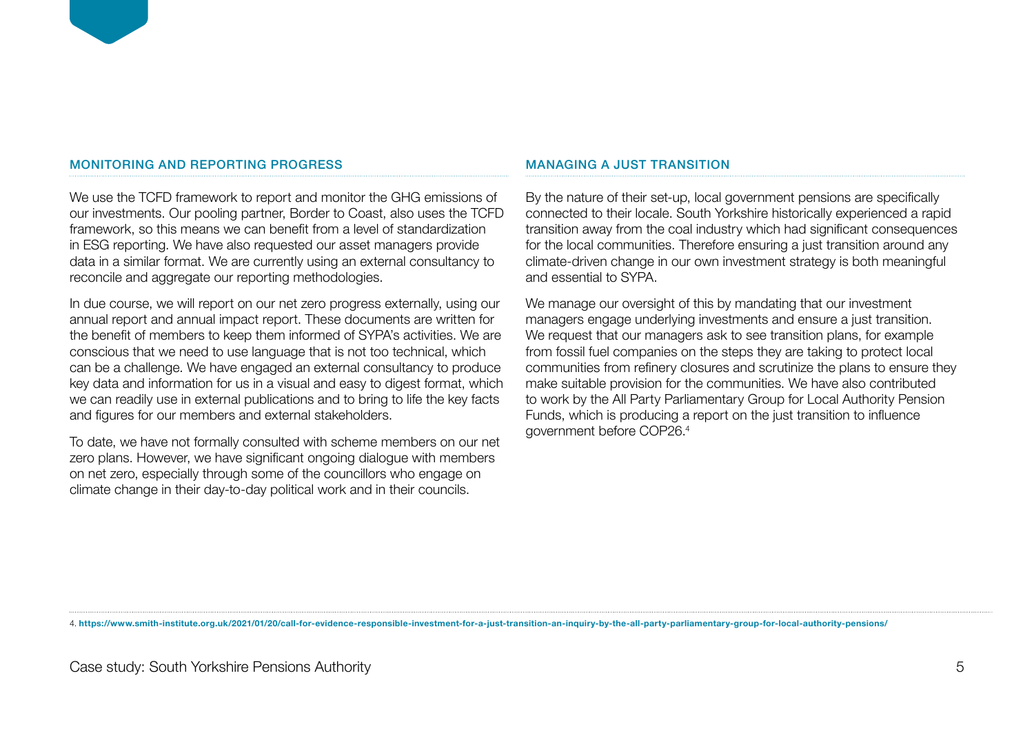## MONITORING AND REPORTING PROGRESS

We use the TCFD framework to report and monitor the GHG emissions of our investments. Our pooling partner, Border to Coast, also uses the TCFD framework, so this means we can benefit from a level of standardization in ESG reporting. We have also requested our asset managers provide data in a similar format. We are currently using an external consultancy to reconcile and aggregate our reporting methodologies.

In due course, we will report on our net zero progress externally, using our annual report and annual impact report. These documents are written for the benefit of members to keep them informed of SYPA's activities. We are conscious that we need to use language that is not too technical, which can be a challenge. We have engaged an external consultancy to produce key data and information for us in a visual and easy to digest format, which we can readily use in external publications and to bring to life the key facts and figures for our members and external stakeholders.

To date, we have not formally consulted with scheme members on our net zero plans. However, we have significant ongoing dialogue with members on net zero, especially through some of the councillors who engage on climate change in their day-to-day political work and in their councils.

## MANAGING A JUST TRANSITION

By the nature of their set-up, local government pensions are specifically connected to their locale. South Yorkshire historically experienced a rapid transition away from the coal industry which had significant consequences for the local communities. Therefore ensuring a just transition around any climate-driven change in our own investment strategy is both meaningful and essential to SYPA.

We manage our oversight of this by mandating that our investment managers engage underlying investments and ensure a just transition. We request that our managers ask to see transition plans, for example from fossil fuel companies on the steps they are taking to protect local communities from refinery closures and scrutinize the plans to ensure they make suitable provision for the communities. We have also contributed to work by the All Party Parliamentary Group for Local Authority Pension Funds, which is producing a report on the just transition to influence government before COP26.[4]

4. https://www.smith-institute.org.uk/2021/01/20/call-for-evidence-responsible-investment-for-a-just-transition-an-inquiry-by-the-all-party-parliamentary-group-for-local-authority-pensions/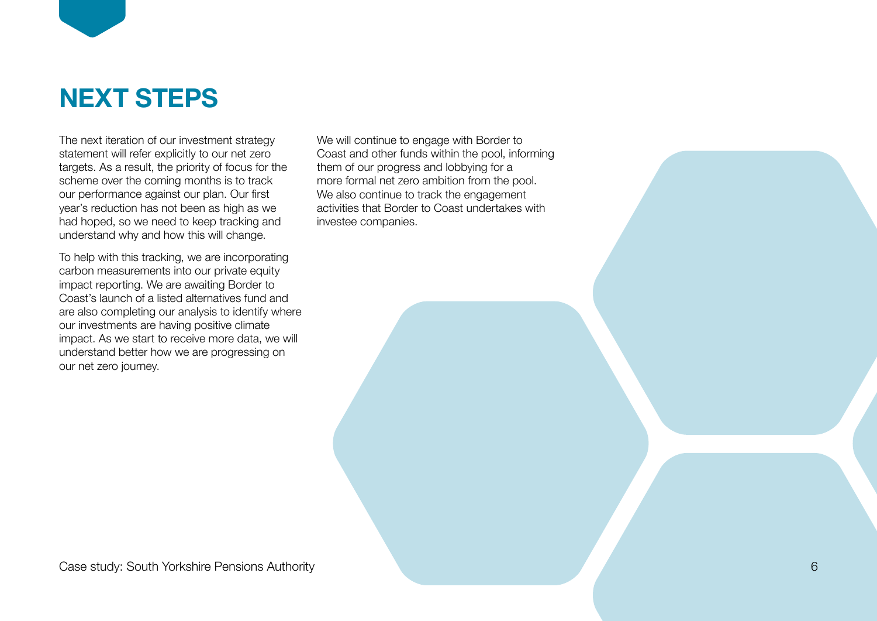# NEXT STEPS

The next iteration of our investment strategy statement will refer explicitly to our net zero targets. As a result, the priority of focus for the scheme over the coming months is to track our performance against our plan. Our first year's reduction has not been as high as we had hoped, so we need to keep tracking and understand why and how this will change.

To help with this tracking, we are incorporating carbon measurements into our private equity impact reporting. We are awaiting Border to Coast's launch of a listed alternatives fund and are also completing our analysis to identify where our investments are having positive climate impact. As we start to receive more data, we will understand better how we are progressing on our net zero journey.

We will continue to engage with Border to Coast and other funds within the pool, informing them of our progress and lobbying for a more formal net zero ambition from the pool. We also continue to track the engagement activities that Border to Coast undertakes with investee companies.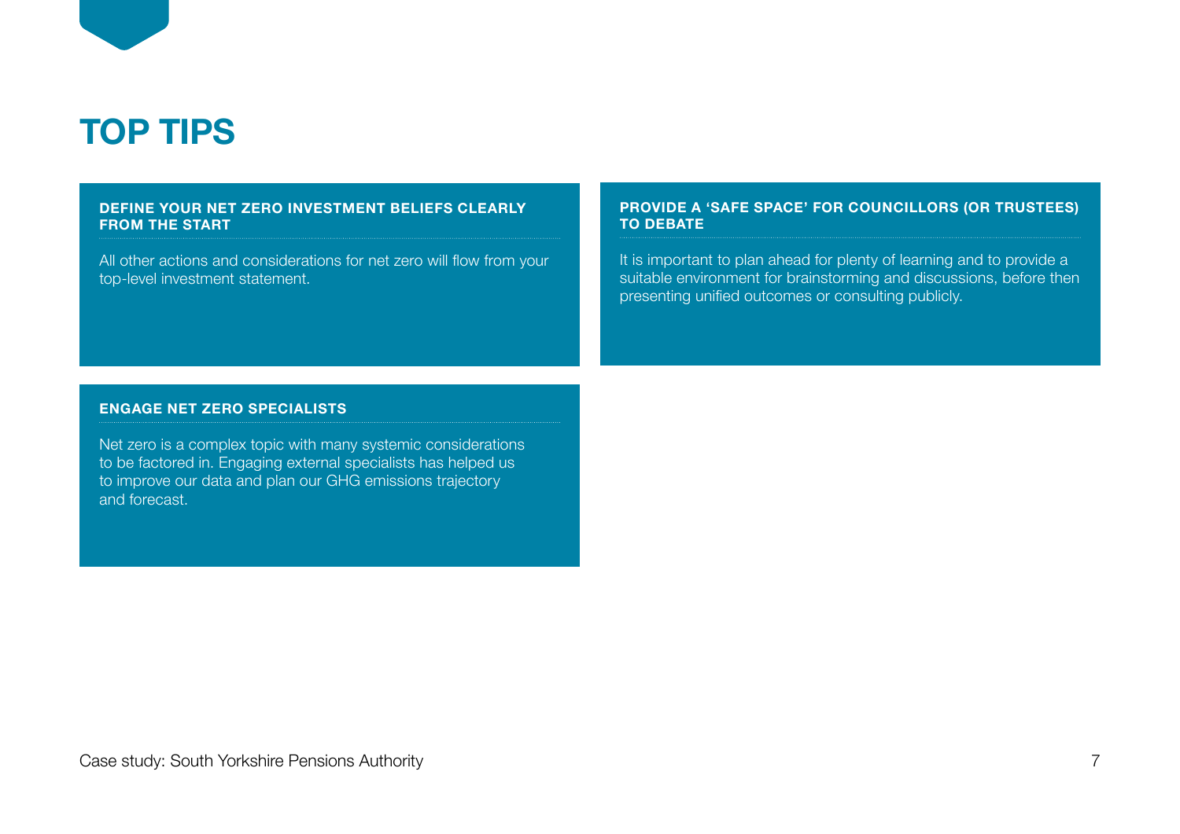# TOP TIPS

### DEFINE YOUR NET ZERO INVESTMENT BELIEFS CLEARLY FROM THE START

All other actions and considerations for net zero will flow from your top-level investment statement.

### PROVIDE A 'SAFE SPACE' FOR COUNCILLORS (OR TRUSTEES) TO DEBATE

It is important to plan ahead for plenty of learning and to provide a suitable environment for brainstorming and discussions, before then presenting unified outcomes or consulting publicly.

### ENGAGE NET ZERO SPECIALISTS

Net zero is a complex topic with many systemic considerations to be factored in. Engaging external specialists has helped us to improve our data and plan our GHG emissions trajectory and forecast.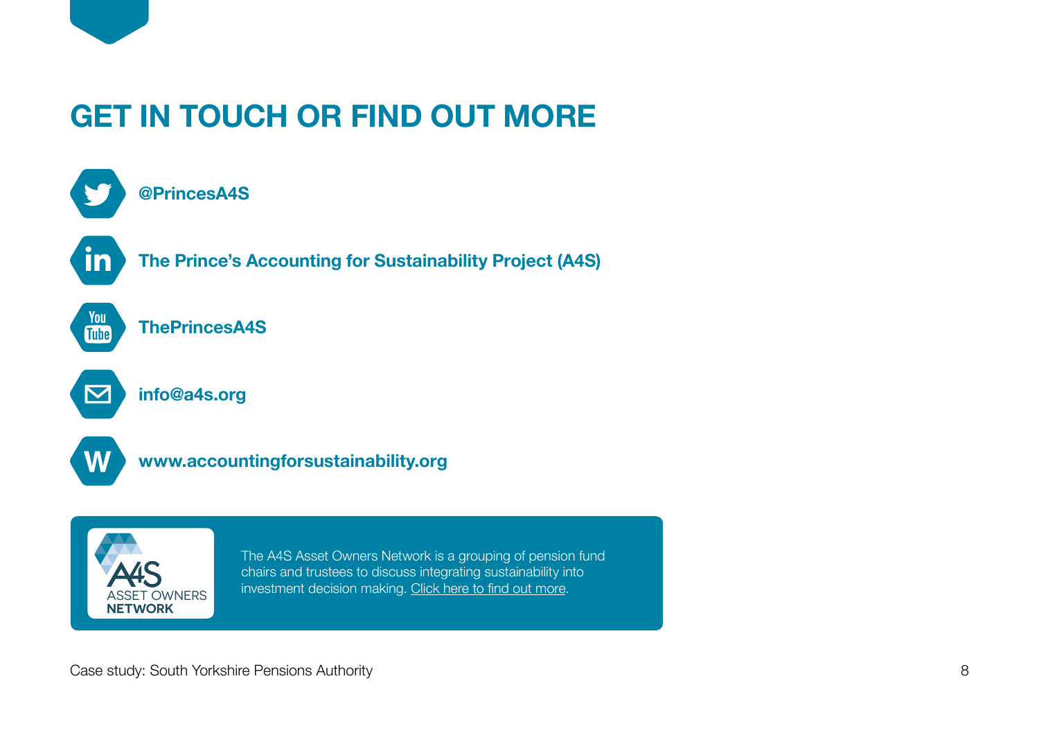# GET IN TOUCH OR FIND OUT MORE

**@PrincesA4S**

**The Prince's Accounting for Sustainability Project (A4S)**

**ThePrincesA4S**

**info@a4s.org**

**www.accountingforsustainability.org**

A4S ASSET OWNERS NETWORK

The A4S Asset Owners Network is a grouping of pension fund chairs and trustees to discuss integrating sustainability into investment decision making. Click here to find out more.

Case study: South Yorkshire Pensions Authority